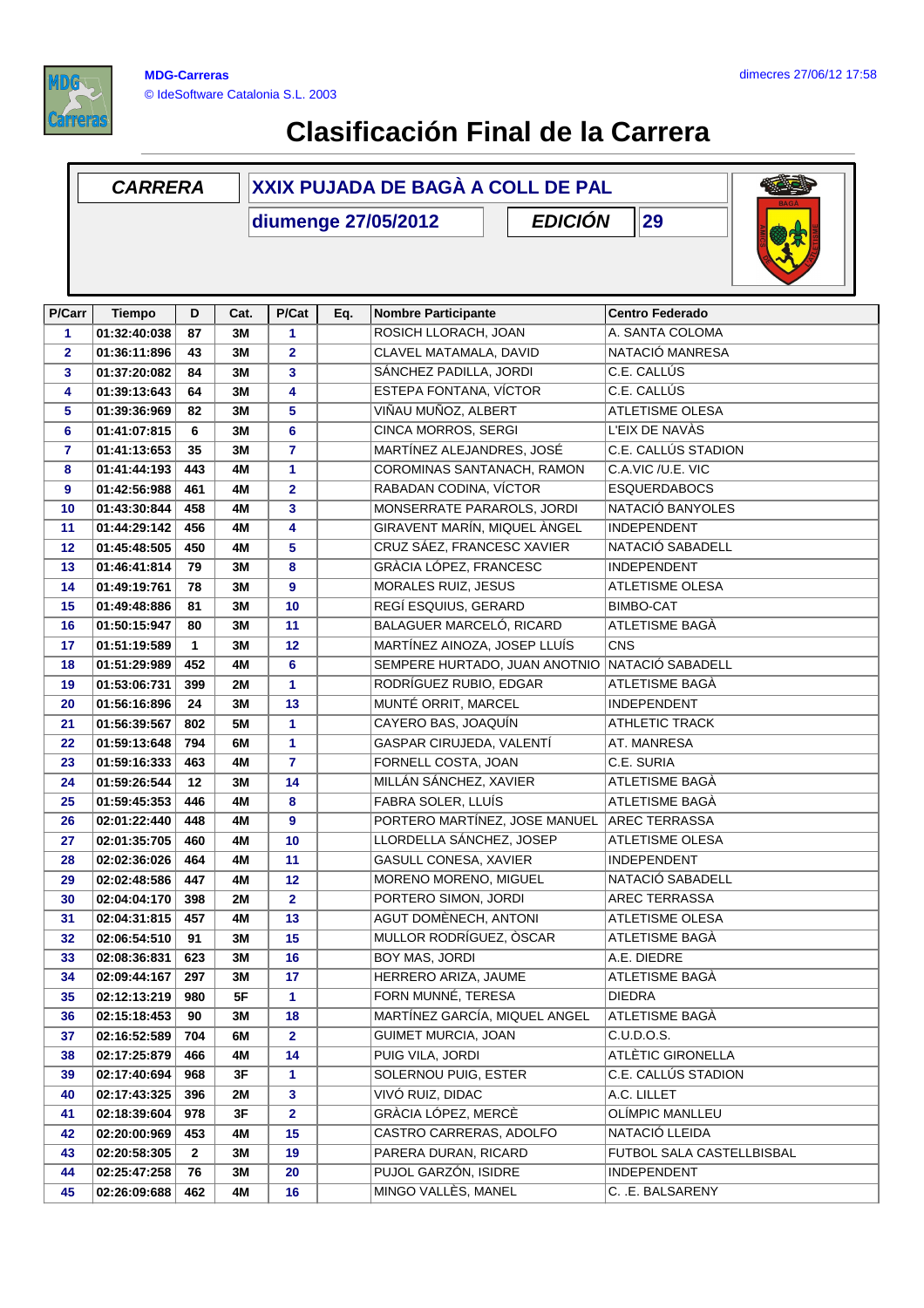MDG-Carreras
© IdeSoftware Catalonia S.L. 2003

dimecres 27/06/12 17:58

# Clasificación Final de la Carrera

| CARRERA | XXIX PUJADA DE BAGÀ A COLL DE PAL |
|---|---|
| | diumenge 27/05/2012 |
| EDICIÓN | 29 |

| P/Carr | Tiempo | D | Cat. | P/Cat | Eq. | Nombre Participante | Centro Federado |
|---|---|---|---|---|---|---|---|
| 1 | 01:32:40:038 | 87 | 3M | 1 | | ROSICH LLORACH, JOAN | A. SANTA COLOMA |
| 2 | 01:36:11:896 | 43 | 3M | 2 | | CLAVEL MATAMALA, DAVID | NATACIÓ MANRESA |
| 3 | 01:37:20:082 | 84 | 3M | 3 | | SÁNCHEZ PADILLA, JORDI | C.E. CALLÚS |
| 4 | 01:39:13:643 | 64 | 3M | 4 | | ESTEPA FONTANA, VÍCTOR | C.E. CALLÚS |
| 5 | 01:39:36:969 | 82 | 3M | 5 | | VIÑAU MUÑOZ, ALBERT | ATLETISME OLESA |
| 6 | 01:41:07:815 | 6 | 3M | 6 | | CINCA MORROS, SERGI | L'EIX DE NAVÀS |
| 7 | 01:41:13:653 | 35 | 3M | 7 | | MARTÍNEZ ALEJANDRES, JOSÉ | C.E. CALLÚS STADION |
| 8 | 01:41:44:193 | 443 | 4M | 1 | | COROMINAS SANTANACH, RAMON | C.A.VIC /U.E. VIC |
| 9 | 01:42:56:988 | 461 | 4M | 2 | | RABADAN CODINA, VÍCTOR | ESQUERDABOCS |
| 10 | 01:43:30:844 | 458 | 4M | 3 | | MONSERRATE PARAROLS, JORDI | NATACIÓ BANYOLES |
| 11 | 01:44:29:142 | 456 | 4M | 4 | | GIRAVENT MARÍN, MIQUEL ÀNGEL | INDEPENDENT |
| 12 | 01:45:48:505 | 450 | 4M | 5 | | CRUZ SÁEZ, FRANCESC XAVIER | NATACIÓ SABADELL |
| 13 | 01:46:41:814 | 79 | 3M | 8 | | GRÀCIA LÓPEZ, FRANCESC | INDEPENDENT |
| 14 | 01:49:19:761 | 78 | 3M | 9 | | MORALES RUIZ, JESUS | ATLETISME OLESA |
| 15 | 01:49:48:886 | 81 | 3M | 10 | | REGÍ ESQUIUS, GERARD | BIMBO-CAT |
| 16 | 01:50:15:947 | 80 | 3M | 11 | | BALAGUER MARCELÓ, RICARD | ATLETISME BAGÀ |
| 17 | 01:51:19:589 | 1 | 3M | 12 | | MARTÍNEZ AINOZA, JOSEP LLUÍS | CNS |
| 18 | 01:51:29:989 | 452 | 4M | 6 | | SEMPERE HURTADO, JUAN ANOTNIO | NATACIÓ SABADELL |
| 19 | 01:53:06:731 | 399 | 2M | 1 | | RODRÍGUEZ RUBIO, EDGAR | ATLETISME BAGÀ |
| 20 | 01:56:16:896 | 24 | 3M | 13 | | MUNTÉ ORRIT, MARCEL | INDEPENDENT |
| 21 | 01:56:39:567 | 802 | 5M | 1 | | CAYERO BAS, JOAQUÍN | ATHLETIC TRACK |
| 22 | 01:59:13:648 | 794 | 6M | 1 | | GASPAR CIRUJEDA, VALENTÍ | AT. MANRESA |
| 23 | 01:59:16:333 | 463 | 4M | 7 | | FORNELL COSTA, JOAN | C.E. SURIA |
| 24 | 01:59:26:544 | 12 | 3M | 14 | | MILLÁN SÁNCHEZ, XAVIER | ATLETISME BAGÀ |
| 25 | 01:59:45:353 | 446 | 4M | 8 | | FABRA SOLER, LLUÍS | ATLETISME BAGÀ |
| 26 | 02:01:22:440 | 448 | 4M | 9 | | PORTERO MARTÍNEZ, JOSE MANUEL | AREC TERRASSA |
| 27 | 02:01:35:705 | 460 | 4M | 10 | | LLORDELLA SÁNCHEZ, JOSEP | ATLETISME OLESA |
| 28 | 02:02:36:026 | 464 | 4M | 11 | | GASULL CONESA, XAVIER | INDEPENDENT |
| 29 | 02:02:48:586 | 447 | 4M | 12 | | MORENO MORENO, MIGUEL | NATACIÓ SABADELL |
| 30 | 02:04:04:170 | 398 | 2M | 2 | | PORTERO SIMON, JORDI | AREC TERRASSA |
| 31 | 02:04:31:815 | 457 | 4M | 13 | | AGUT DOMÈNECH, ANTONI | ATLETISME OLESA |
| 32 | 02:06:54:510 | 91 | 3M | 15 | | MULLOR RODRÍGUEZ, ÒSCAR | ATLETISME BAGÀ |
| 33 | 02:08:36:831 | 623 | 3M | 16 | | BOY MAS, JORDI | A.E. DIEDRE |
| 34 | 02:09:44:167 | 297 | 3M | 17 | | HERRERO ARIZA, JAUME | ATLETISME BAGÀ |
| 35 | 02:12:13:219 | 980 | 5F | 1 | | FORN MUNNÉ, TERESA | DIEDRA |
| 36 | 02:15:18:453 | 90 | 3M | 18 | | MARTÍNEZ GARCÍA, MIQUEL ANGEL | ATLETISME BAGÀ |
| 37 | 02:16:52:589 | 704 | 6M | 2 | | GUIMET MURCIA, JOAN | C.U.D.O.S. |
| 38 | 02:17:25:879 | 466 | 4M | 14 | | PUIG VILA, JORDI | ATLÈTIC GIRONELLA |
| 39 | 02:17:40:694 | 968 | 3F | 1 | | SOLERNOU PUIG, ESTER | C.E. CALLÚS STADION |
| 40 | 02:17:43:325 | 396 | 2M | 3 | | VIVÓ RUIZ, DIDAC | A.C. LILLET |
| 41 | 02:18:39:604 | 978 | 3F | 2 | | GRÀCIA LÓPEZ, MERCÈ | OLÍMPIC MANLLEU |
| 42 | 02:20:00:969 | 453 | 4M | 15 | | CASTRO CARRERAS, ADOLFO | NATACIÓ LLEIDA |
| 43 | 02:20:58:305 | 2 | 3M | 19 | | PARERA DURAN, RICARD | FUTBOL SALA CASTELLBISBAL |
| 44 | 02:25:47:258 | 76 | 3M | 20 | | PUJOL GARZÓN, ISIDRE | INDEPENDENT |
| 45 | 02:26:09:688 | 462 | 4M | 16 | | MINGO VALLÈS, MANEL | C. .E. BALSARENY |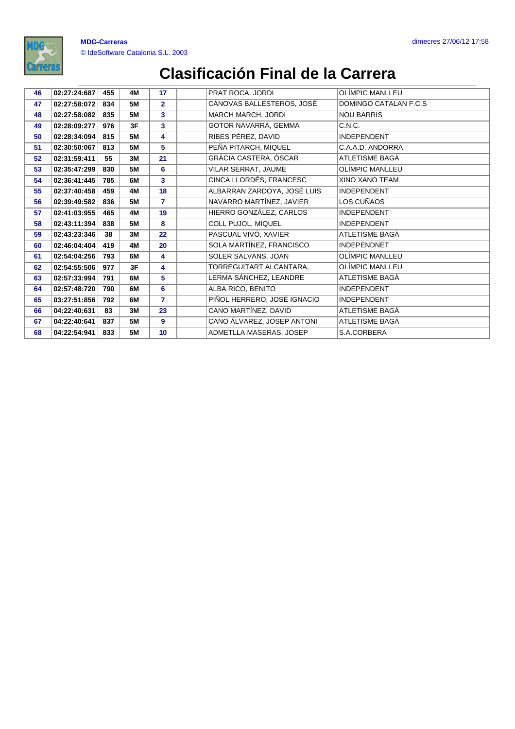# Clasificación Final de la Carrera

| | | | | | | | |
|---|---|---|---|---|---|---|---|
| 46 | 02:27:24:687 | 455 | 4M | 17 | | PRAT ROCA, JORDI | OLÍMPIC MANLLEU |
| 47 | 02:27:58:072 | 834 | 5M | 2 | | CÁNOVAS BALLESTEROS, JOSÉ | DOMINGO CATALAN F.C.S |
| 48 | 02:27:58:082 | 835 | 5M | 3 | | MARCH MARCH, JORDI | NOU BARRIS |
| 49 | 02:28:09:277 | 976 | 3F | 3 | | GOTOR NAVARRA, GEMMA | C.N.C. |
| 50 | 02:28:34:094 | 815 | 5M | 4 | | RIBES PÉREZ, DAVID | INDEPENDENT |
| 51 | 02:30:50:067 | 813 | 5M | 5 | | PEÑA PITARCH, MIQUEL | C.A.A.D. ANDORRA |
| 52 | 02:31:59:411 | 55 | 3M | 21 | | GRÀCIA CASTERA, ÓSCAR | ATLETISME BAGÀ |
| 53 | 02:35:47:299 | 830 | 5M | 6 | | VILAR SERRAT, JAUME | OLÍMPIC MANLLEU |
| 54 | 02:36:41:445 | 785 | 6M | 3 | | CINCA LLORDÉS, FRANCESC | XINO XANO TEAM |
| 55 | 02:37:40:458 | 459 | 4M | 18 | | ALBARRAN ZARDOYA, JOSÉ LUIS | INDEPENDENT |
| 56 | 02:39:49:582 | 836 | 5M | 7 | | NAVARRO MARTÍNEZ, JAVIER | LOS CUÑAOS |
| 57 | 02:41:03:955 | 465 | 4M | 19 | | HIERRO GONZÁLEZ, CARLOS | INDEPENDENT |
| 58 | 02:43:11:394 | 838 | 5M | 8 | | COLL PUJOL, MIQUEL | INDEPENDENT |
| 59 | 02:43:23:346 | 38 | 3M | 22 | | PASCUAL VIVÓ, XAVIER | ATLETISME BAGÀ |
| 60 | 02:46:04:404 | 419 | 4M | 20 | | SOLA MARTÍNEZ, FRANCISCO | INDEPENDNET |
| 61 | 02:54:04:256 | 793 | 6M | 4 | | SOLER SALVANS, JOAN | OLÍMPIC MANLLEU |
| 62 | 02:54:55:506 | 977 | 3F | 4 | | TORREGUITART ALCANTARA, | OLÍMPIC MANLLEU |
| 63 | 02:57:33:994 | 791 | 6M | 5 | | LERMA SÁNCHEZ, LEANDRE | ATLETISME BAGÀ |
| 64 | 02:57:48:720 | 790 | 6M | 6 | | ALBA RICO, BENITO | INDEPENDENT |
| 65 | 03:27:51:856 | 792 | 6M | 7 | | PIÑOL HERRERO, JOSÉ IGNACIO | INDEPENDENT |
| 66 | 04:22:40:631 | 83 | 3M | 23 | | CANO MARTÍNEZ, DAVID | ATLETISME BAGÀ |
| 67 | 04:22:40:641 | 837 | 5M | 9 | | CANO ÁLVAREZ, JOSEP ANTONI | ATLETISME BAGÀ |
| 68 | 04:22:54:941 | 833 | 5M | 10 | | ADMETLLA MASERAS, JOSEP | S.A.CORBERA |